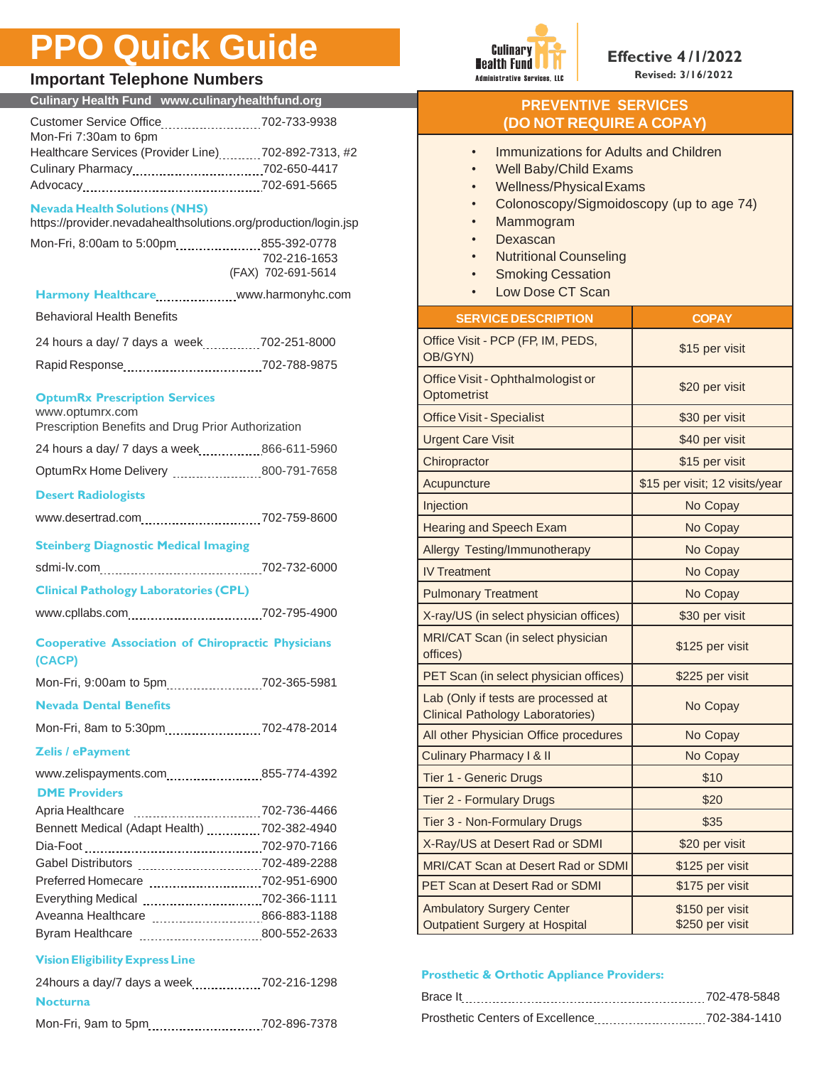# PPO Quick Guide

Culinary Health Fund Administrative Services, LLC

**Effective 4/1/2022**

**Revised: 3/16/2022**

## Important Telephone Numbers

**Culinary Health Fund www.culinaryhealthfund.org**

Customer Service Office .......... 702-733-9938
Mon-Fri 7:30am to 6pm
Healthcare Services (Provider Line) .......... 702-892-7313, #2
Culinary Pharmacy .......... 702-650-4417
Advocacy .......... 702-691-5665

**Nevada Health Solutions (NHS)**
https://provider.nevadahealthsolutions.org/production/login.jsp
Mon-Fri, 8:00am to 5:00pm .......... 855-392-0778
702-216-1653
(FAX) 702-691-5614

**Harmony Healthcare** .......... www.harmonyhc.com
Behavioral Health Benefits
24 hours a day/ 7 days a week .......... 702-251-8000
Rapid Response .......... 702-788-9875

**OptumRx Prescription Services**
www.optumrx.com
Prescription Benefits and Drug Prior Authorization
24 hours a day/ 7 days a week .......... 866-611-5960
OptumRx Home Delivery .......... 800-791-7658

**Desert Radiologists**
www.desertrad.com .......... 702-759-8600

**Steinberg Diagnostic Medical Imaging**
sdmi-lv.com .......... 702-732-6000

**Clinical Pathology Laboratories (CPL)**
www.cpllabs.com .......... 702-795-4900

**Cooperative Association of Chiropractic Physicians (CACP)**
Mon-Fri, 9:00am to 5pm .......... 702-365-5981

**Nevada Dental Benefits**
Mon-Fri, 8am to 5:30pm .......... 702-478-2014

**Zelis / ePayment**
www.zelispayments.com .......... 855-774-4392

**DME Providers**
Apria Healthcare .......... 702-736-4466
Bennett Medical (Adapt Health) .......... 702-382-4940
Dia-Foot .......... 702-970-7166
Gabel Distributors .......... 702-489-2288
Preferred Homecare .......... 702-951-6900
Everything Medical .......... 702-366-1111
Aveanna Healthcare .......... 866-883-1188
Byram Healthcare .......... 800-552-2633

**Vision Eligibility Express Line**
24hours a day/7 days a week .......... 702-216-1298

**Nocturna**
Mon-Fri, 9am to 5pm .......... 702-896-7378

## PREVENTIVE SERVICES (DO NOT REQUIRE A COPAY)

- Immunizations for Adults and Children
- Well Baby/Child Exams
- Wellness/Physical Exams
- Colonoscopy/Sigmoidoscopy (up to age 74)
- Mammogram
- Dexascan
- Nutritional Counseling
- Smoking Cessation
- Low Dose CT Scan

| SERVICE DESCRIPTION | COPAY |
|---|---|
| Office Visit - PCP (FP, IM, PEDS, OB/GYN) | $15 per visit |
| Office Visit - Ophthalmologist or Optometrist | $20 per visit |
| Office Visit - Specialist | $30 per visit |
| Urgent Care Visit | $40 per visit |
| Chiropractor | $15 per visit |
| Acupuncture | $15 per visit; 12 visits/year |
| Injection | No Copay |
| Hearing and Speech Exam | No Copay |
| Allergy Testing/Immunotherapy | No Copay |
| IV Treatment | No Copay |
| Pulmonary Treatment | No Copay |
| X-ray/US (in select physician offices) | $30 per visit |
| MRI/CAT Scan (in select physician offices) | $125 per visit |
| PET Scan (in select physician offices) | $225 per visit |
| Lab (Only if tests are processed at Clinical Pathology Laboratories) | No Copay |
| All other Physician Office procedures | No Copay |
| Culinary Pharmacy I & II | No Copay |
| Tier 1 - Generic Drugs | $10 |
| Tier 2 - Formulary Drugs | $20 |
| Tier 3 - Non-Formulary Drugs | $35 |
| X-Ray/US at Desert Rad or SDMI | $20 per visit |
| MRI/CAT Scan at Desert Rad or SDMI | $125 per visit |
| PET Scan at Desert Rad or SDMI | $175 per visit |
| Ambulatory Surgery Center<br>Outpatient Surgery at Hospital | $150 per visit<br>$250 per visit |

**Prosthetic & Orthotic Appliance Providers:**
Brace It .......... 702-478-5848
Prosthetic Centers of Excellence .......... 702-384-1410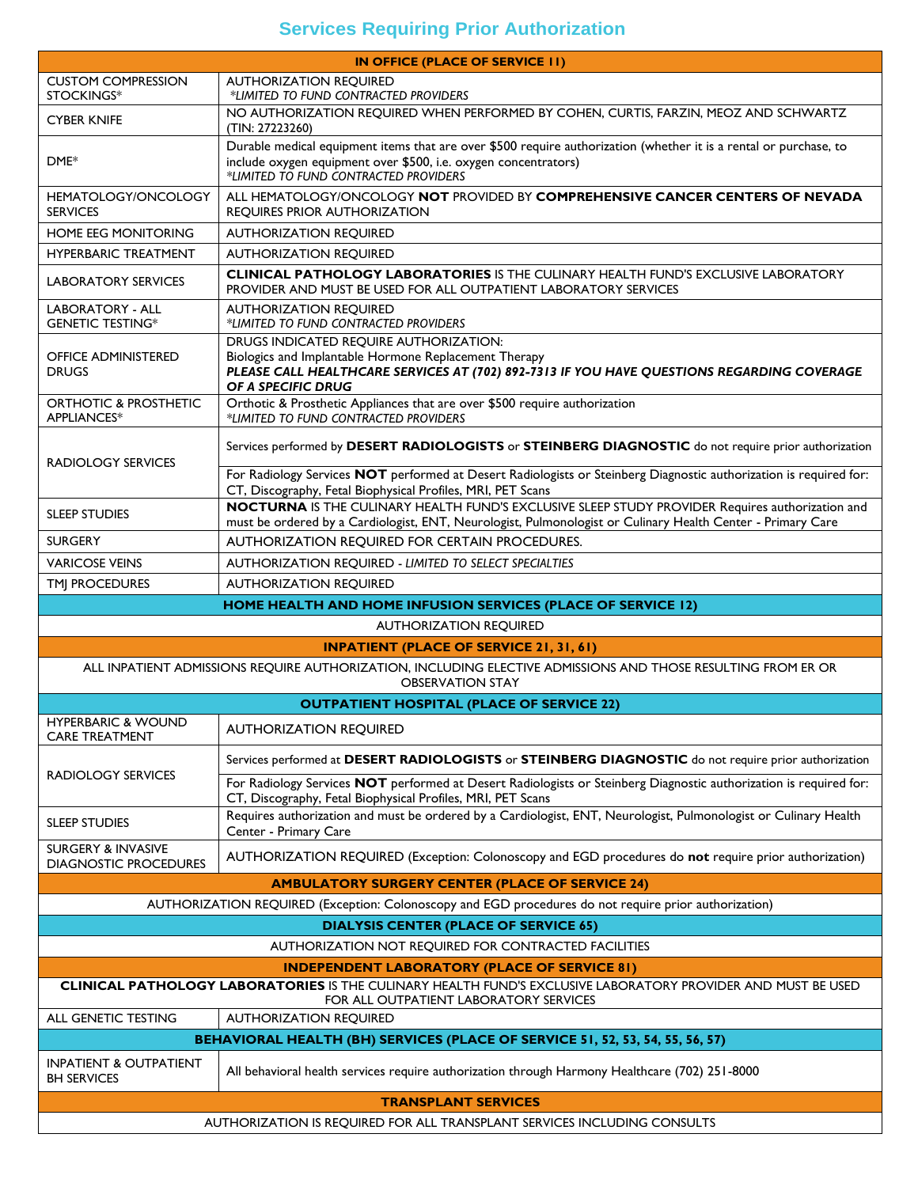# Services Requiring Prior Authorization

| | |
|---|---|
| **IN OFFICE (PLACE OF SERVICE 11)** | |
| CUSTOM COMPRESSION STOCKINGS* | AUTHORIZATION REQUIRED<br>*\*LIMITED TO FUND CONTRACTED PROVIDERS* |
| CYBER KNIFE | NO AUTHORIZATION REQUIRED WHEN PERFORMED BY COHEN, CURTIS, FARZIN, MEOZ AND SCHWARTZ (TIN: 27223260) |
| DME* | Durable medical equipment items that are over $500 require authorization (whether it is a rental or purchase, to include oxygen equipment over $500, i.e. oxygen concentrators)<br>*\*LIMITED TO FUND CONTRACTED PROVIDERS* |
| HEMATOLOGY/ONCOLOGY SERVICES | ALL HEMATOLOGY/ONCOLOGY **NOT** PROVIDED BY **COMPREHENSIVE CANCER CENTERS OF NEVADA** REQUIRES PRIOR AUTHORIZATION |
| HOME EEG MONITORING | AUTHORIZATION REQUIRED |
| HYPERBARIC TREATMENT | AUTHORIZATION REQUIRED |
| LABORATORY SERVICES | **CLINICAL PATHOLOGY LABORATORIES** IS THE CULINARY HEALTH FUND'S EXCLUSIVE LABORATORY PROVIDER AND MUST BE USED FOR ALL OUTPATIENT LABORATORY SERVICES |
| LABORATORY - ALL GENETIC TESTING* | AUTHORIZATION REQUIRED<br>*\*LIMITED TO FUND CONTRACTED PROVIDERS* |
| OFFICE ADMINISTERED DRUGS | DRUGS INDICATED REQUIRE AUTHORIZATION:<br>Biologics and Implantable Hormone Replacement Therapy<br>***PLEASE CALL HEALTHCARE SERVICES AT (702) 892-7313 IF YOU HAVE QUESTIONS REGARDING COVERAGE OF A SPECIFIC DRUG*** |
| ORTHOTIC & PROSTHETIC APPLIANCES* | Orthotic & Prosthetic Appliances that are over $500 require authorization<br>*\*LIMITED TO FUND CONTRACTED PROVIDERS* |
| RADIOLOGY SERVICES | Services performed by **DESERT RADIOLOGISTS** or **STEINBERG DIAGNOSTIC** do not require prior authorization |
| | For Radiology Services **NOT** performed at Desert Radiologists or Steinberg Diagnostic authorization is required for: CT, Discography, Fetal Biophysical Profiles, MRI, PET Scans |
| SLEEP STUDIES | **NOCTURNA** IS THE CULINARY HEALTH FUND'S EXCLUSIVE SLEEP STUDY PROVIDER Requires authorization and must be ordered by a Cardiologist, ENT, Neurologist, Pulmonologist or Culinary Health Center - Primary Care |
| SURGERY | AUTHORIZATION REQUIRED FOR CERTAIN PROCEDURES. |
| VARICOSE VEINS | AUTHORIZATION REQUIRED - *LIMITED TO SELECT SPECIALTIES* |
| TMJ PROCEDURES | AUTHORIZATION REQUIRED |
| **HOME HEALTH AND HOME INFUSION SERVICES (PLACE OF SERVICE 12)** | |
| AUTHORIZATION REQUIRED | |
| **INPATIENT (PLACE OF SERVICE 21, 31, 61)** | |
| ALL INPATIENT ADMISSIONS REQUIRE AUTHORIZATION, INCLUDING ELECTIVE ADMISSIONS AND THOSE RESULTING FROM ER OR OBSERVATION STAY | |
| **OUTPATIENT HOSPITAL (PLACE OF SERVICE 22)** | |
| HYPERBARIC & WOUND CARE TREATMENT | AUTHORIZATION REQUIRED |
| RADIOLOGY SERVICES | Services performed at **DESERT RADIOLOGISTS** or **STEINBERG DIAGNOSTIC** do not require prior authorization |
| | For Radiology Services **NOT** performed at Desert Radiologists or Steinberg Diagnostic authorization is required for: CT, Discography, Fetal Biophysical Profiles, MRI, PET Scans |
| SLEEP STUDIES | Requires authorization and must be ordered by a Cardiologist, ENT, Neurologist, Pulmonologist or Culinary Health Center - Primary Care |
| SURGERY & INVASIVE DIAGNOSTIC PROCEDURES | AUTHORIZATION REQUIRED (Exception: Colonoscopy and EGD procedures do **not** require prior authorization) |
| **AMBULATORY SURGERY CENTER (PLACE OF SERVICE 24)** | |
| AUTHORIZATION REQUIRED (Exception: Colonoscopy and EGD procedures do not require prior authorization) | |
| **DIALYSIS CENTER (PLACE OF SERVICE 65)** | |
| AUTHORIZATION NOT REQUIRED FOR CONTRACTED FACILITIES | |
| **INDEPENDENT LABORATORY (PLACE OF SERVICE 81)** | |
| **CLINICAL PATHOLOGY LABORATORIES** IS THE CULINARY HEALTH FUND'S EXCLUSIVE LABORATORY PROVIDER AND MUST BE USED FOR ALL OUTPATIENT LABORATORY SERVICES | |
| ALL GENETIC TESTING | AUTHORIZATION REQUIRED |
| **BEHAVIORAL HEALTH (BH) SERVICES (PLACE OF SERVICE 51, 52, 53, 54, 55, 56, 57)** | |
| INPATIENT & OUTPATIENT BH SERVICES | All behavioral health services require authorization through Harmony Healthcare (702) 251-8000 |
| **TRANSPLANT SERVICES** | |
| AUTHORIZATION IS REQUIRED FOR ALL TRANSPLANT SERVICES INCLUDING CONSULTS | |